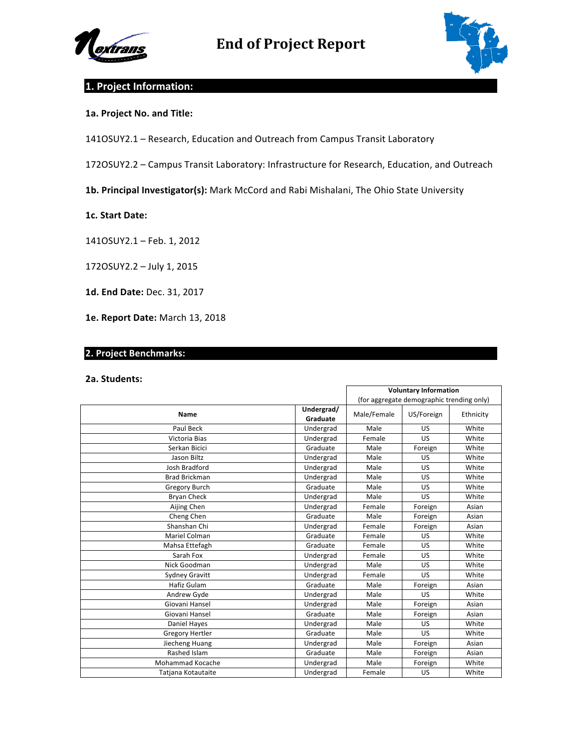# End of Project Report

## 1. Project Information:

**1a. Project No. and Title:**

141OSUY2.1 – Research, Education and Outreach from Campus Transit Laboratory

172OSUY2.2 – Campus Transit Laboratory: Infrastructure for Research, Education, and Outreach

**1b. Principal Investigator(s):** Mark McCord and Rabi Mishalani, The Ohio State University

**1c. Start Date:**

141OSUY2.1 – Feb. 1, 2012

172OSUY2.2 – July 1, 2015

**1d. End Date:** Dec. 31, 2017

**1e. Report Date:** March 13, 2018

## 2. Project Benchmarks:

**2a. Students:**

| | | Voluntary Information (for aggregate demographic trending only) | | |
|---|---|---|---|---|
| **Name** | **Undergrad/ Graduate** | Male/Female | US/Foreign | Ethnicity |
| Paul Beck | Undergrad | Male | US | White |
| Victoria Bias | Undergrad | Female | US | White |
| Serkan Bicici | Graduate | Male | Foreign | White |
| Jason Biltz | Undergrad | Male | US | White |
| Josh Bradford | Undergrad | Male | US | White |
| Brad Brickman | Undergrad | Male | US | White |
| Gregory Burch | Graduate | Male | US | White |
| Bryan Check | Undergrad | Male | US | White |
| Aijing Chen | Undergrad | Female | Foreign | Asian |
| Cheng Chen | Graduate | Male | Foreign | Asian |
| Shanshan Chi | Undergrad | Female | Foreign | Asian |
| Mariel Colman | Graduate | Female | US | White |
| Mahsa Ettefagh | Graduate | Female | US | White |
| Sarah Fox | Undergrad | Female | US | White |
| Nick Goodman | Undergrad | Male | US | White |
| Sydney Gravitt | Undergrad | Female | US | White |
| Hafiz Gulam | Graduate | Male | Foreign | Asian |
| Andrew Gyde | Undergrad | Male | US | White |
| Giovani Hansel | Undergrad | Male | Foreign | Asian |
| Giovani Hansel | Graduate | Male | Foreign | Asian |
| Daniel Hayes | Undergrad | Male | US | White |
| Gregory Hertler | Graduate | Male | US | White |
| Jiecheng Huang | Undergrad | Male | Foreign | Asian |
| Rashed Islam | Graduate | Male | Foreign | Asian |
| Mohammad Kocache | Undergrad | Male | Foreign | White |
| Tatjana Kotautaite | Undergrad | Female | US | White |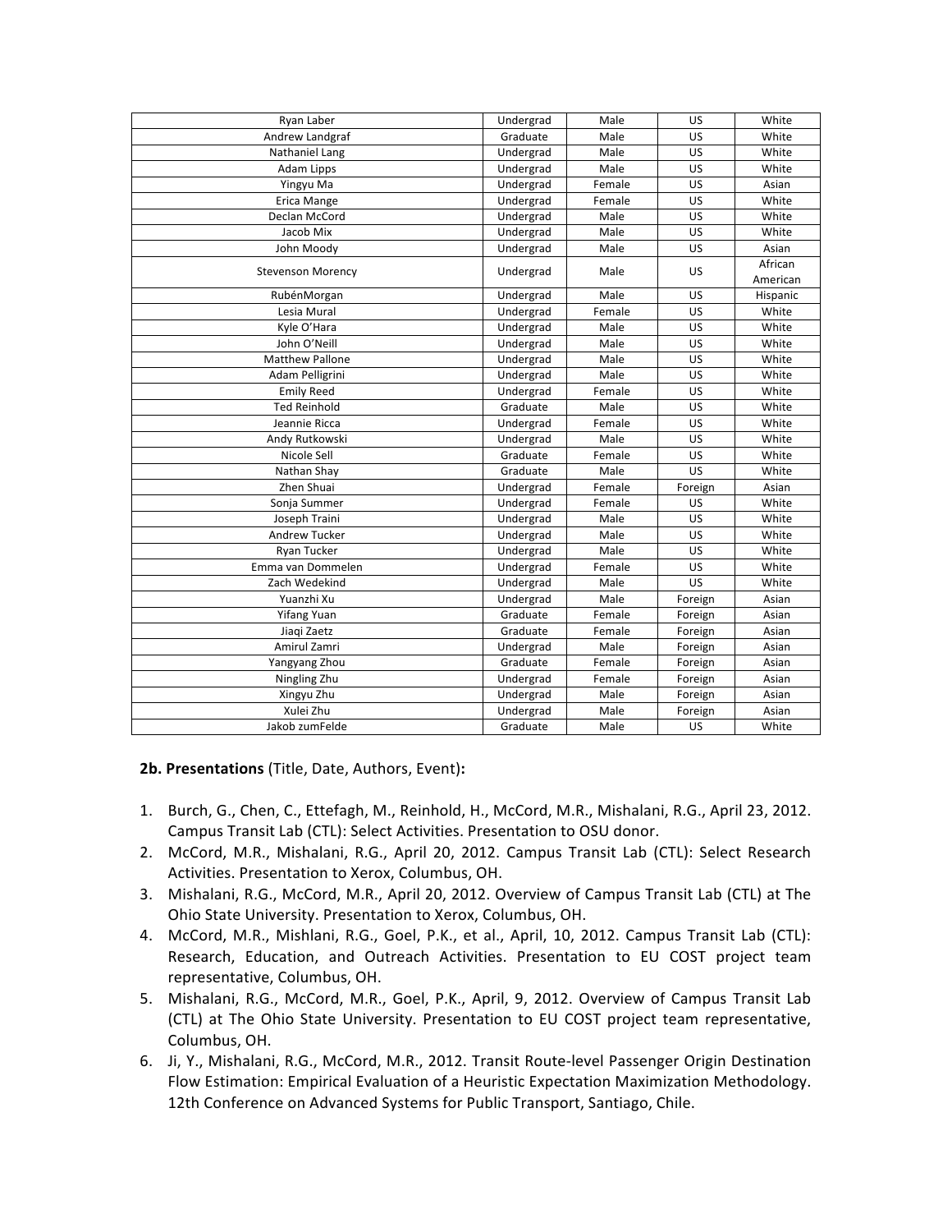| | | | | |
|---|---|---|---|---|
| Ryan Laber | Undergrad | Male | US | White |
| Andrew Landgraf | Graduate | Male | US | White |
| Nathaniel Lang | Undergrad | Male | US | White |
| Adam Lipps | Undergrad | Male | US | White |
| Yingyu Ma | Undergrad | Female | US | Asian |
| Erica Mange | Undergrad | Female | US | White |
| Declan McCord | Undergrad | Male | US | White |
| Jacob Mix | Undergrad | Male | US | White |
| John Moody | Undergrad | Male | US | Asian |
| Stevenson Morency | Undergrad | Male | US | African American |
| RubénMorgan | Undergrad | Male | US | Hispanic |
| Lesia Mural | Undergrad | Female | US | White |
| Kyle O'Hara | Undergrad | Male | US | White |
| John O'Neill | Undergrad | Male | US | White |
| Matthew Pallone | Undergrad | Male | US | White |
| Adam Pelligrini | Undergrad | Male | US | White |
| Emily Reed | Undergrad | Female | US | White |
| Ted Reinhold | Graduate | Male | US | White |
| Jeannie Ricca | Undergrad | Female | US | White |
| Andy Rutkowski | Undergrad | Male | US | White |
| Nicole Sell | Graduate | Female | US | White |
| Nathan Shay | Graduate | Male | US | White |
| Zhen Shuai | Undergrad | Female | Foreign | Asian |
| Sonja Summer | Undergrad | Female | US | White |
| Joseph Traini | Undergrad | Male | US | White |
| Andrew Tucker | Undergrad | Male | US | White |
| Ryan Tucker | Undergrad | Male | US | White |
| Emma van Dommelen | Undergrad | Female | US | White |
| Zach Wedekind | Undergrad | Male | US | White |
| Yuanzhi Xu | Undergrad | Male | Foreign | Asian |
| Yifang Yuan | Graduate | Female | Foreign | Asian |
| Jiaqi Zaetz | Graduate | Female | Foreign | Asian |
| Amirul Zamri | Undergrad | Male | Foreign | Asian |
| Yangyang Zhou | Graduate | Female | Foreign | Asian |
| Ningling Zhu | Undergrad | Female | Foreign | Asian |
| Xingyu Zhu | Undergrad | Male | Foreign | Asian |
| Xulei Zhu | Undergrad | Male | Foreign | Asian |
| Jakob zumFelde | Graduate | Male | US | White |

**2b. Presentations** (Title, Date, Authors, Event)**:**

1. Burch, G., Chen, C., Ettefagh, M., Reinhold, H., McCord, M.R., Mishalani, R.G., April 23, 2012. Campus Transit Lab (CTL): Select Activities. Presentation to OSU donor.
2. McCord, M.R., Mishalani, R.G., April 20, 2012. Campus Transit Lab (CTL): Select Research Activities. Presentation to Xerox, Columbus, OH.
3. Mishalani, R.G., McCord, M.R., April 20, 2012. Overview of Campus Transit Lab (CTL) at The Ohio State University. Presentation to Xerox, Columbus, OH.
4. McCord, M.R., Mishlani, R.G., Goel, P.K., et al., April, 10, 2012. Campus Transit Lab (CTL): Research, Education, and Outreach Activities. Presentation to EU COST project team representative, Columbus, OH.
5. Mishalani, R.G., McCord, M.R., Goel, P.K., April, 9, 2012. Overview of Campus Transit Lab (CTL) at The Ohio State University. Presentation to EU COST project team representative, Columbus, OH.
6. Ji, Y., Mishalani, R.G., McCord, M.R., 2012. Transit Route-level Passenger Origin Destination Flow Estimation: Empirical Evaluation of a Heuristic Expectation Maximization Methodology. 12th Conference on Advanced Systems for Public Transport, Santiago, Chile.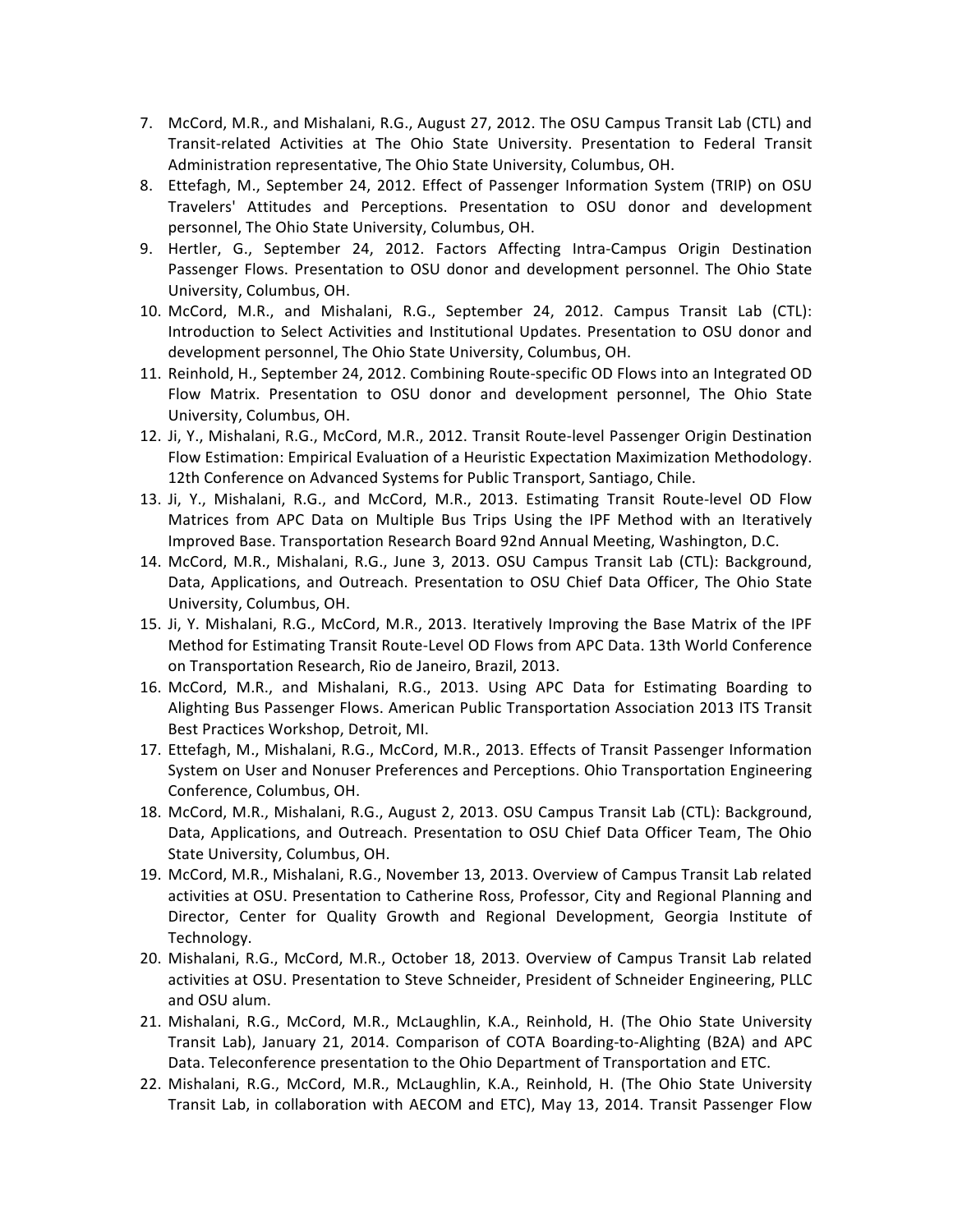7. McCord, M.R., and Mishalani, R.G., August 27, 2012. The OSU Campus Transit Lab (CTL) and Transit-related Activities at The Ohio State University. Presentation to Federal Transit Administration representative, The Ohio State University, Columbus, OH.
8. Ettefagh, M., September 24, 2012. Effect of Passenger Information System (TRIP) on OSU Travelers' Attitudes and Perceptions. Presentation to OSU donor and development personnel, The Ohio State University, Columbus, OH.
9. Hertler, G., September 24, 2012. Factors Affecting Intra-Campus Origin Destination Passenger Flows. Presentation to OSU donor and development personnel. The Ohio State University, Columbus, OH.
10. McCord, M.R., and Mishalani, R.G., September 24, 2012. Campus Transit Lab (CTL): Introduction to Select Activities and Institutional Updates. Presentation to OSU donor and development personnel, The Ohio State University, Columbus, OH.
11. Reinhold, H., September 24, 2012. Combining Route-specific OD Flows into an Integrated OD Flow Matrix. Presentation to OSU donor and development personnel, The Ohio State University, Columbus, OH.
12. Ji, Y., Mishalani, R.G., McCord, M.R., 2012. Transit Route-level Passenger Origin Destination Flow Estimation: Empirical Evaluation of a Heuristic Expectation Maximization Methodology. 12th Conference on Advanced Systems for Public Transport, Santiago, Chile.
13. Ji, Y., Mishalani, R.G., and McCord, M.R., 2013. Estimating Transit Route-level OD Flow Matrices from APC Data on Multiple Bus Trips Using the IPF Method with an Iteratively Improved Base. Transportation Research Board 92nd Annual Meeting, Washington, D.C.
14. McCord, M.R., Mishalani, R.G., June 3, 2013. OSU Campus Transit Lab (CTL): Background, Data, Applications, and Outreach. Presentation to OSU Chief Data Officer, The Ohio State University, Columbus, OH.
15. Ji, Y. Mishalani, R.G., McCord, M.R., 2013. Iteratively Improving the Base Matrix of the IPF Method for Estimating Transit Route-Level OD Flows from APC Data. 13th World Conference on Transportation Research, Rio de Janeiro, Brazil, 2013.
16. McCord, M.R., and Mishalani, R.G., 2013. Using APC Data for Estimating Boarding to Alighting Bus Passenger Flows. American Public Transportation Association 2013 ITS Transit Best Practices Workshop, Detroit, MI.
17. Ettefagh, M., Mishalani, R.G., McCord, M.R., 2013. Effects of Transit Passenger Information System on User and Nonuser Preferences and Perceptions. Ohio Transportation Engineering Conference, Columbus, OH.
18. McCord, M.R., Mishalani, R.G., August 2, 2013. OSU Campus Transit Lab (CTL): Background, Data, Applications, and Outreach. Presentation to OSU Chief Data Officer Team, The Ohio State University, Columbus, OH.
19. McCord, M.R., Mishalani, R.G., November 13, 2013. Overview of Campus Transit Lab related activities at OSU. Presentation to Catherine Ross, Professor, City and Regional Planning and Director, Center for Quality Growth and Regional Development, Georgia Institute of Technology.
20. Mishalani, R.G., McCord, M.R., October 18, 2013. Overview of Campus Transit Lab related activities at OSU. Presentation to Steve Schneider, President of Schneider Engineering, PLLC and OSU alum.
21. Mishalani, R.G., McCord, M.R., McLaughlin, K.A., Reinhold, H. (The Ohio State University Transit Lab), January 21, 2014. Comparison of COTA Boarding-to-Alighting (B2A) and APC Data. Teleconference presentation to the Ohio Department of Transportation and ETC.
22. Mishalani, R.G., McCord, M.R., McLaughlin, K.A., Reinhold, H. (The Ohio State University Transit Lab, in collaboration with AECOM and ETC), May 13, 2014. Transit Passenger Flow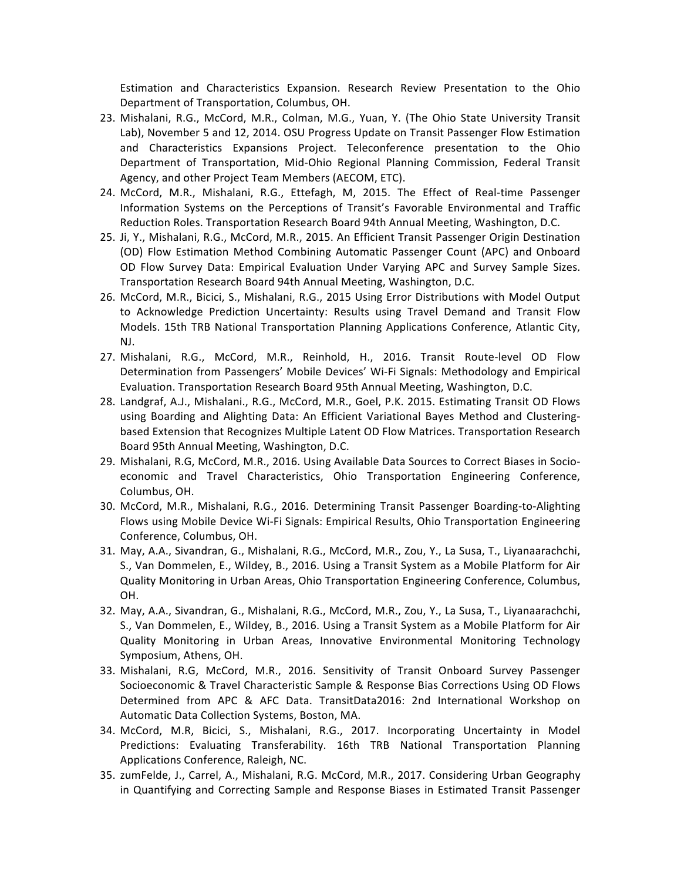Estimation and Characteristics Expansion. Research Review Presentation to the Ohio Department of Transportation, Columbus, OH.

23. Mishalani, R.G., McCord, M.R., Colman, M.G., Yuan, Y. (The Ohio State University Transit Lab), November 5 and 12, 2014. OSU Progress Update on Transit Passenger Flow Estimation and Characteristics Expansions Project. Teleconference presentation to the Ohio Department of Transportation, Mid-Ohio Regional Planning Commission, Federal Transit Agency, and other Project Team Members (AECOM, ETC).
24. McCord, M.R., Mishalani, R.G., Ettefagh, M, 2015. The Effect of Real-time Passenger Information Systems on the Perceptions of Transit's Favorable Environmental and Traffic Reduction Roles. Transportation Research Board 94th Annual Meeting, Washington, D.C.
25. Ji, Y., Mishalani, R.G., McCord, M.R., 2015. An Efficient Transit Passenger Origin Destination (OD) Flow Estimation Method Combining Automatic Passenger Count (APC) and Onboard OD Flow Survey Data: Empirical Evaluation Under Varying APC and Survey Sample Sizes. Transportation Research Board 94th Annual Meeting, Washington, D.C.
26. McCord, M.R., Bicici, S., Mishalani, R.G., 2015 Using Error Distributions with Model Output to Acknowledge Prediction Uncertainty: Results using Travel Demand and Transit Flow Models. 15th TRB National Transportation Planning Applications Conference, Atlantic City, NJ.
27. Mishalani, R.G., McCord, M.R., Reinhold, H., 2016. Transit Route-level OD Flow Determination from Passengers' Mobile Devices' Wi-Fi Signals: Methodology and Empirical Evaluation. Transportation Research Board 95th Annual Meeting, Washington, D.C.
28. Landgraf, A.J., Mishalani., R.G., McCord, M.R., Goel, P.K. 2015. Estimating Transit OD Flows using Boarding and Alighting Data: An Efficient Variational Bayes Method and Clustering-based Extension that Recognizes Multiple Latent OD Flow Matrices. Transportation Research Board 95th Annual Meeting, Washington, D.C.
29. Mishalani, R.G, McCord, M.R., 2016. Using Available Data Sources to Correct Biases in Socio-economic and Travel Characteristics, Ohio Transportation Engineering Conference, Columbus, OH.
30. McCord, M.R., Mishalani, R.G., 2016. Determining Transit Passenger Boarding-to-Alighting Flows using Mobile Device Wi-Fi Signals: Empirical Results, Ohio Transportation Engineering Conference, Columbus, OH.
31. May, A.A., Sivandran, G., Mishalani, R.G., McCord, M.R., Zou, Y., La Susa, T., Liyanaarachchi, S., Van Dommelen, E., Wildey, B., 2016. Using a Transit System as a Mobile Platform for Air Quality Monitoring in Urban Areas, Ohio Transportation Engineering Conference, Columbus, OH.
32. May, A.A., Sivandran, G., Mishalani, R.G., McCord, M.R., Zou, Y., La Susa, T., Liyanaarachchi, S., Van Dommelen, E., Wildey, B., 2016. Using a Transit System as a Mobile Platform for Air Quality Monitoring in Urban Areas, Innovative Environmental Monitoring Technology Symposium, Athens, OH.
33. Mishalani, R.G, McCord, M.R., 2016. Sensitivity of Transit Onboard Survey Passenger Socioeconomic & Travel Characteristic Sample & Response Bias Corrections Using OD Flows Determined from APC & AFC Data. TransitData2016: 2nd International Workshop on Automatic Data Collection Systems, Boston, MA.
34. McCord, M.R, Bicici, S., Mishalani, R.G., 2017. Incorporating Uncertainty in Model Predictions: Evaluating Transferability. 16th TRB National Transportation Planning Applications Conference, Raleigh, NC.
35. zumFelde, J., Carrel, A., Mishalani, R.G. McCord, M.R., 2017. Considering Urban Geography in Quantifying and Correcting Sample and Response Biases in Estimated Transit Passenger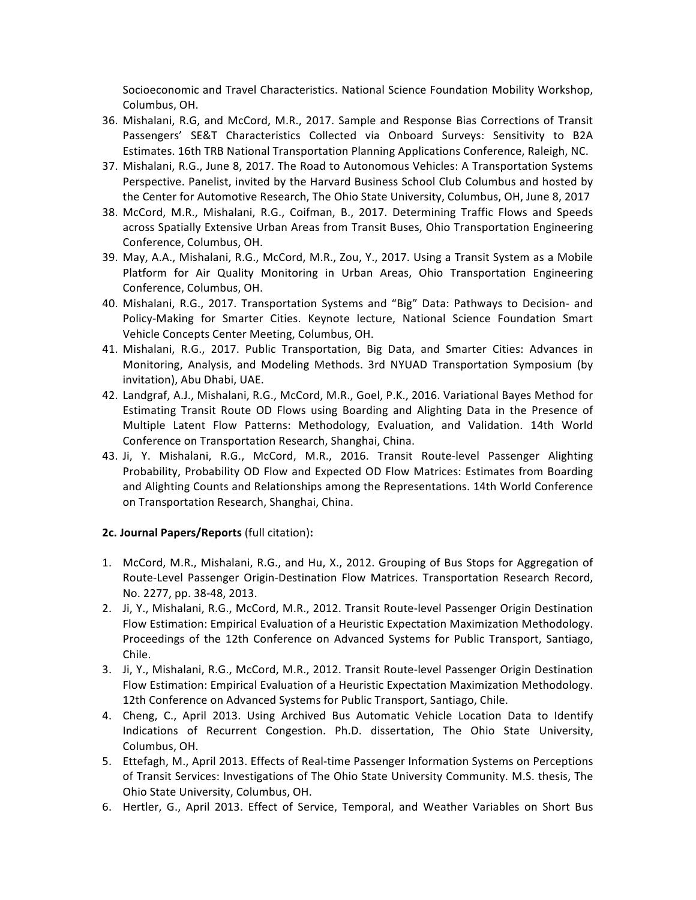Socioeconomic and Travel Characteristics. National Science Foundation Mobility Workshop, Columbus, OH.

36. Mishalani, R.G, and McCord, M.R., 2017. Sample and Response Bias Corrections of Transit Passengers' SE&T Characteristics Collected via Onboard Surveys: Sensitivity to B2A Estimates. 16th TRB National Transportation Planning Applications Conference, Raleigh, NC.
37. Mishalani, R.G., June 8, 2017. The Road to Autonomous Vehicles: A Transportation Systems Perspective. Panelist, invited by the Harvard Business School Club Columbus and hosted by the Center for Automotive Research, The Ohio State University, Columbus, OH, June 8, 2017
38. McCord, M.R., Mishalani, R.G., Coifman, B., 2017. Determining Traffic Flows and Speeds across Spatially Extensive Urban Areas from Transit Buses, Ohio Transportation Engineering Conference, Columbus, OH.
39. May, A.A., Mishalani, R.G., McCord, M.R., Zou, Y., 2017. Using a Transit System as a Mobile Platform for Air Quality Monitoring in Urban Areas, Ohio Transportation Engineering Conference, Columbus, OH.
40. Mishalani, R.G., 2017. Transportation Systems and "Big" Data: Pathways to Decision- and Policy-Making for Smarter Cities. Keynote lecture, National Science Foundation Smart Vehicle Concepts Center Meeting, Columbus, OH.
41. Mishalani, R.G., 2017. Public Transportation, Big Data, and Smarter Cities: Advances in Monitoring, Analysis, and Modeling Methods. 3rd NYUAD Transportation Symposium (by invitation), Abu Dhabi, UAE.
42. Landgraf, A.J., Mishalani, R.G., McCord, M.R., Goel, P.K., 2016. Variational Bayes Method for Estimating Transit Route OD Flows using Boarding and Alighting Data in the Presence of Multiple Latent Flow Patterns: Methodology, Evaluation, and Validation. 14th World Conference on Transportation Research, Shanghai, China.
43. Ji, Y. Mishalani, R.G., McCord, M.R., 2016. Transit Route-level Passenger Alighting Probability, Probability OD Flow and Expected OD Flow Matrices: Estimates from Boarding and Alighting Counts and Relationships among the Representations. 14th World Conference on Transportation Research, Shanghai, China.

**2c. Journal Papers/Reports** (full citation)**:**

1. McCord, M.R., Mishalani, R.G., and Hu, X., 2012. Grouping of Bus Stops for Aggregation of Route-Level Passenger Origin-Destination Flow Matrices. Transportation Research Record, No. 2277, pp. 38-48, 2013.
2. Ji, Y., Mishalani, R.G., McCord, M.R., 2012. Transit Route-level Passenger Origin Destination Flow Estimation: Empirical Evaluation of a Heuristic Expectation Maximization Methodology. Proceedings of the 12th Conference on Advanced Systems for Public Transport, Santiago, Chile.
3. Ji, Y., Mishalani, R.G., McCord, M.R., 2012. Transit Route-level Passenger Origin Destination Flow Estimation: Empirical Evaluation of a Heuristic Expectation Maximization Methodology. 12th Conference on Advanced Systems for Public Transport, Santiago, Chile.
4. Cheng, C., April 2013. Using Archived Bus Automatic Vehicle Location Data to Identify Indications of Recurrent Congestion. Ph.D. dissertation, The Ohio State University, Columbus, OH.
5. Ettefagh, M., April 2013. Effects of Real-time Passenger Information Systems on Perceptions of Transit Services: Investigations of The Ohio State University Community. M.S. thesis, The Ohio State University, Columbus, OH.
6. Hertler, G., April 2013. Effect of Service, Temporal, and Weather Variables on Short Bus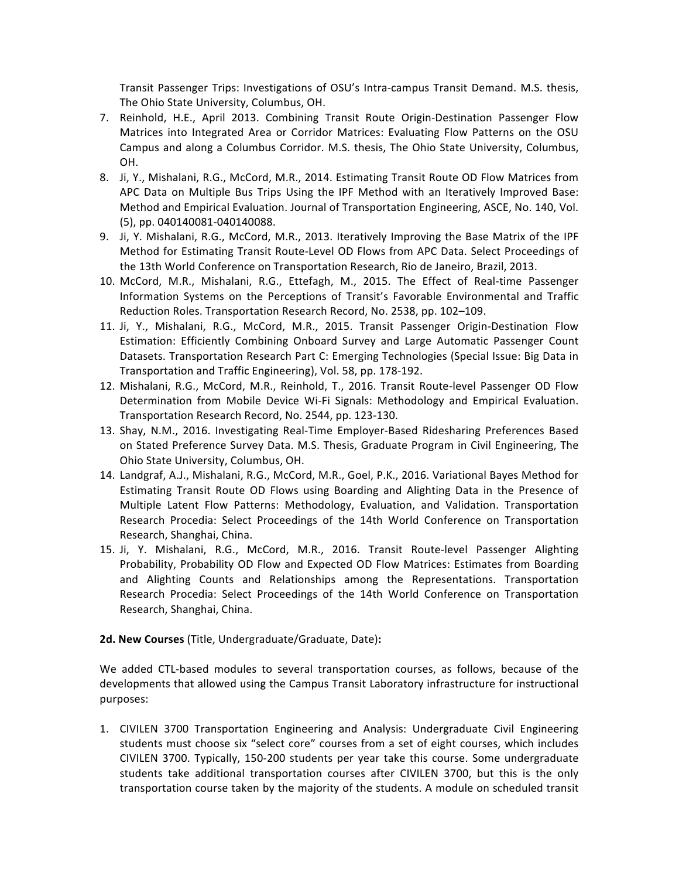Transit Passenger Trips: Investigations of OSU's Intra-campus Transit Demand. M.S. thesis, The Ohio State University, Columbus, OH.

7. Reinhold, H.E., April 2013. Combining Transit Route Origin-Destination Passenger Flow Matrices into Integrated Area or Corridor Matrices: Evaluating Flow Patterns on the OSU Campus and along a Columbus Corridor. M.S. thesis, The Ohio State University, Columbus, OH.
8. Ji, Y., Mishalani, R.G., McCord, M.R., 2014. Estimating Transit Route OD Flow Matrices from APC Data on Multiple Bus Trips Using the IPF Method with an Iteratively Improved Base: Method and Empirical Evaluation. Journal of Transportation Engineering, ASCE, No. 140, Vol. (5), pp. 040140081-040140088.
9. Ji, Y. Mishalani, R.G., McCord, M.R., 2013. Iteratively Improving the Base Matrix of the IPF Method for Estimating Transit Route-Level OD Flows from APC Data. Select Proceedings of the 13th World Conference on Transportation Research, Rio de Janeiro, Brazil, 2013.
10. McCord, M.R., Mishalani, R.G., Ettefagh, M., 2015. The Effect of Real-time Passenger Information Systems on the Perceptions of Transit's Favorable Environmental and Traffic Reduction Roles. Transportation Research Record, No. 2538, pp. 102–109.
11. Ji, Y., Mishalani, R.G., McCord, M.R., 2015. Transit Passenger Origin-Destination Flow Estimation: Efficiently Combining Onboard Survey and Large Automatic Passenger Count Datasets. Transportation Research Part C: Emerging Technologies (Special Issue: Big Data in Transportation and Traffic Engineering), Vol. 58, pp. 178-192.
12. Mishalani, R.G., McCord, M.R., Reinhold, T., 2016. Transit Route-level Passenger OD Flow Determination from Mobile Device Wi-Fi Signals: Methodology and Empirical Evaluation. Transportation Research Record, No. 2544, pp. 123-130.
13. Shay, N.M., 2016. Investigating Real-Time Employer-Based Ridesharing Preferences Based on Stated Preference Survey Data. M.S. Thesis, Graduate Program in Civil Engineering, The Ohio State University, Columbus, OH.
14. Landgraf, A.J., Mishalani, R.G., McCord, M.R., Goel, P.K., 2016. Variational Bayes Method for Estimating Transit Route OD Flows using Boarding and Alighting Data in the Presence of Multiple Latent Flow Patterns: Methodology, Evaluation, and Validation. Transportation Research Procedia: Select Proceedings of the 14th World Conference on Transportation Research, Shanghai, China.
15. Ji, Y. Mishalani, R.G., McCord, M.R., 2016. Transit Route-level Passenger Alighting Probability, Probability OD Flow and Expected OD Flow Matrices: Estimates from Boarding and Alighting Counts and Relationships among the Representations. Transportation Research Procedia: Select Proceedings of the 14th World Conference on Transportation Research, Shanghai, China.

**2d. New Courses** (Title, Undergraduate/Graduate, Date)**:**

We added CTL-based modules to several transportation courses, as follows, because of the developments that allowed using the Campus Transit Laboratory infrastructure for instructional purposes:

1. CIVILEN 3700 Transportation Engineering and Analysis: Undergraduate Civil Engineering students must choose six "select core" courses from a set of eight courses, which includes CIVILEN 3700. Typically, 150-200 students per year take this course. Some undergraduate students take additional transportation courses after CIVILEN 3700, but this is the only transportation course taken by the majority of the students. A module on scheduled transit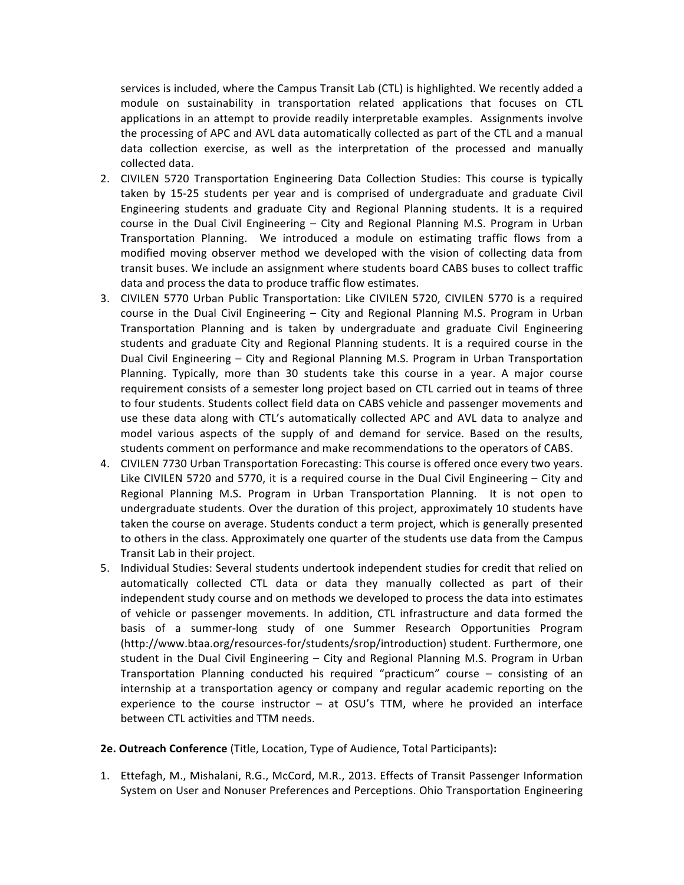services is included, where the Campus Transit Lab (CTL) is highlighted. We recently added a module on sustainability in transportation related applications that focuses on CTL applications in an attempt to provide readily interpretable examples. Assignments involve the processing of APC and AVL data automatically collected as part of the CTL and a manual data collection exercise, as well as the interpretation of the processed and manually collected data.

2. CIVILEN 5720 Transportation Engineering Data Collection Studies: This course is typically taken by 15-25 students per year and is comprised of undergraduate and graduate Civil Engineering students and graduate City and Regional Planning students. It is a required course in the Dual Civil Engineering – City and Regional Planning M.S. Program in Urban Transportation Planning. We introduced a module on estimating traffic flows from a modified moving observer method we developed with the vision of collecting data from transit buses. We include an assignment where students board CABS buses to collect traffic data and process the data to produce traffic flow estimates.
3. CIVILEN 5770 Urban Public Transportation: Like CIVILEN 5720, CIVILEN 5770 is a required course in the Dual Civil Engineering – City and Regional Planning M.S. Program in Urban Transportation Planning and is taken by undergraduate and graduate Civil Engineering students and graduate City and Regional Planning students. It is a required course in the Dual Civil Engineering – City and Regional Planning M.S. Program in Urban Transportation Planning. Typically, more than 30 students take this course in a year. A major course requirement consists of a semester long project based on CTL carried out in teams of three to four students. Students collect field data on CABS vehicle and passenger movements and use these data along with CTL's automatically collected APC and AVL data to analyze and model various aspects of the supply of and demand for service. Based on the results, students comment on performance and make recommendations to the operators of CABS.
4. CIVILEN 7730 Urban Transportation Forecasting: This course is offered once every two years. Like CIVILEN 5720 and 5770, it is a required course in the Dual Civil Engineering – City and Regional Planning M.S. Program in Urban Transportation Planning. It is not open to undergraduate students. Over the duration of this project, approximately 10 students have taken the course on average. Students conduct a term project, which is generally presented to others in the class. Approximately one quarter of the students use data from the Campus Transit Lab in their project.
5. Individual Studies: Several students undertook independent studies for credit that relied on automatically collected CTL data or data they manually collected as part of their independent study course and on methods we developed to process the data into estimates of vehicle or passenger movements. In addition, CTL infrastructure and data formed the basis of a summer-long study of one Summer Research Opportunities Program (http://www.btaa.org/resources-for/students/srop/introduction) student. Furthermore, one student in the Dual Civil Engineering – City and Regional Planning M.S. Program in Urban Transportation Planning conducted his required "practicum" course – consisting of an internship at a transportation agency or company and regular academic reporting on the experience to the course instructor – at OSU's TTM, where he provided an interface between CTL activities and TTM needs.

**2e. Outreach Conference** (Title, Location, Type of Audience, Total Participants)**:**

1. Ettefagh, M., Mishalani, R.G., McCord, M.R., 2013. Effects of Transit Passenger Information System on User and Nonuser Preferences and Perceptions. Ohio Transportation Engineering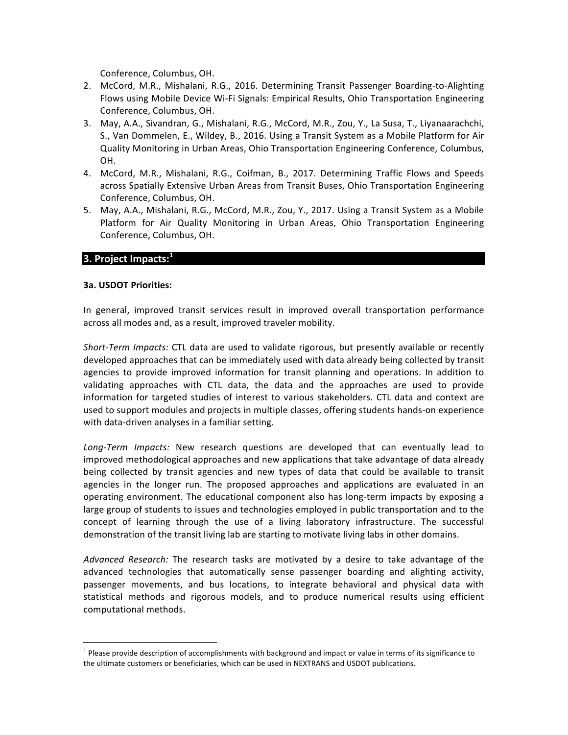Conference, Columbus, OH.

2. McCord, M.R., Mishalani, R.G., 2016. Determining Transit Passenger Boarding-to-Alighting Flows using Mobile Device Wi-Fi Signals: Empirical Results, Ohio Transportation Engineering Conference, Columbus, OH.
3. May, A.A., Sivandran, G., Mishalani, R.G., McCord, M.R., Zou, Y., La Susa, T., Liyanaarachchi, S., Van Dommelen, E., Wildey, B., 2016. Using a Transit System as a Mobile Platform for Air Quality Monitoring in Urban Areas, Ohio Transportation Engineering Conference, Columbus, OH.
4. McCord, M.R., Mishalani, R.G., Coifman, B., 2017. Determining Traffic Flows and Speeds across Spatially Extensive Urban Areas from Transit Buses, Ohio Transportation Engineering Conference, Columbus, OH.
5. May, A.A., Mishalani, R.G., McCord, M.R., Zou, Y., 2017. Using a Transit System as a Mobile Platform for Air Quality Monitoring in Urban Areas, Ohio Transportation Engineering Conference, Columbus, OH.

## 3. Project Impacts:[1]

**3a. USDOT Priorities:**

In general, improved transit services result in improved overall transportation performance across all modes and, as a result, improved traveler mobility.

*Short-Term Impacts:* CTL data are used to validate rigorous, but presently available or recently developed approaches that can be immediately used with data already being collected by transit agencies to provide improved information for transit planning and operations. In addition to validating approaches with CTL data, the data and the approaches are used to provide information for targeted studies of interest to various stakeholders. CTL data and context are used to support modules and projects in multiple classes, offering students hands-on experience with data-driven analyses in a familiar setting.

*Long-Term Impacts:* New research questions are developed that can eventually lead to improved methodological approaches and new applications that take advantage of data already being collected by transit agencies and new types of data that could be available to transit agencies in the longer run. The proposed approaches and applications are evaluated in an operating environment. The educational component also has long-term impacts by exposing a large group of students to issues and technologies employed in public transportation and to the concept of learning through the use of a living laboratory infrastructure. The successful demonstration of the transit living lab are starting to motivate living labs in other domains.

*Advanced Research:* The research tasks are motivated by a desire to take advantage of the advanced technologies that automatically sense passenger boarding and alighting activity, passenger movements, and bus locations, to integrate behavioral and physical data with statistical methods and rigorous models, and to produce numerical results using efficient computational methods.

[1] Please provide description of accomplishments with background and impact or value in terms of its significance to the ultimate customers or beneficiaries, which can be used in NEXTRANS and USDOT publications.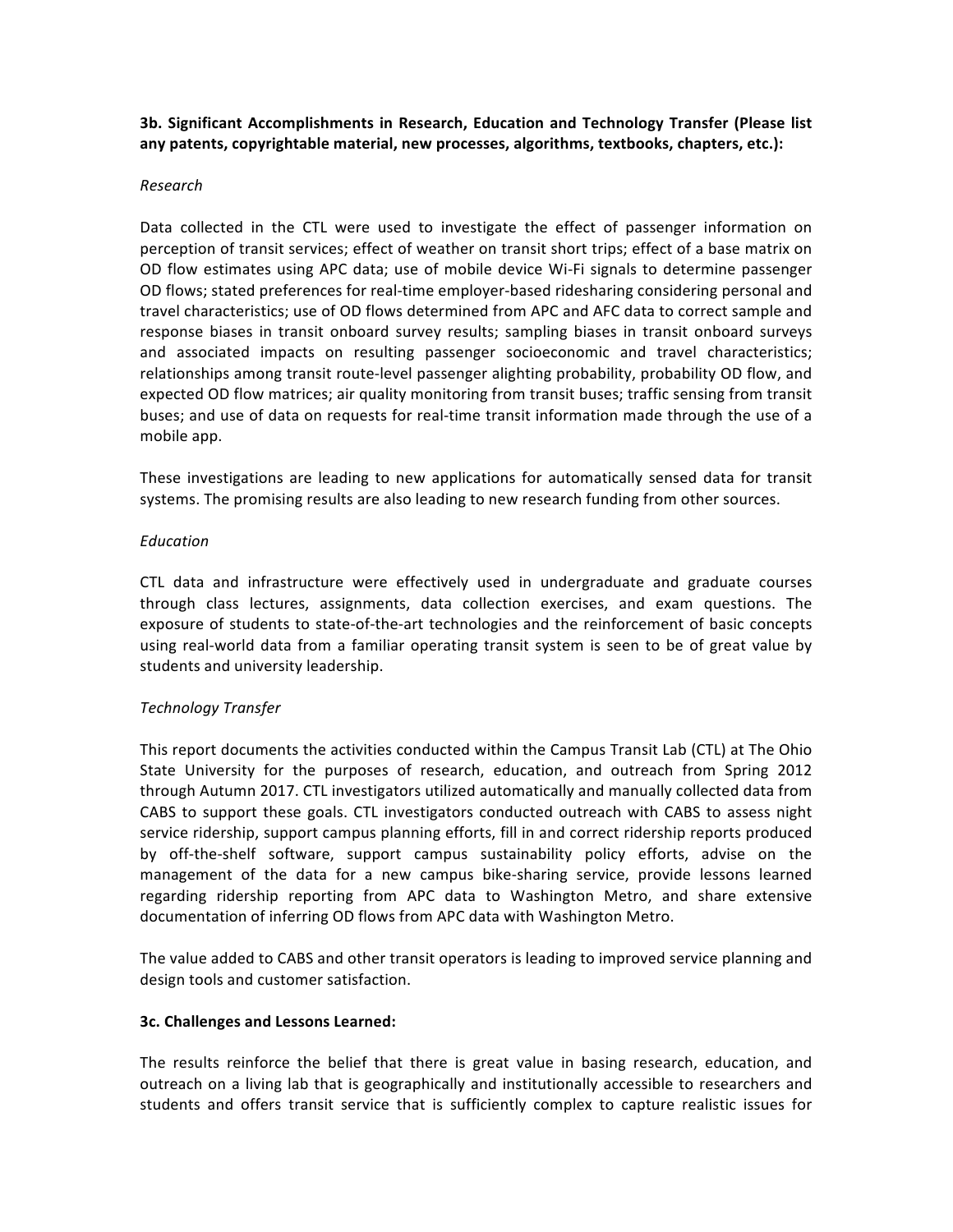**3b. Significant Accomplishments in Research, Education and Technology Transfer (Please list any patents, copyrightable material, new processes, algorithms, textbooks, chapters, etc.):**

*Research*

Data collected in the CTL were used to investigate the effect of passenger information on perception of transit services; effect of weather on transit short trips; effect of a base matrix on OD flow estimates using APC data; use of mobile device Wi-Fi signals to determine passenger OD flows; stated preferences for real-time employer-based ridesharing considering personal and travel characteristics; use of OD flows determined from APC and AFC data to correct sample and response biases in transit onboard survey results; sampling biases in transit onboard surveys and associated impacts on resulting passenger socioeconomic and travel characteristics; relationships among transit route-level passenger alighting probability, probability OD flow, and expected OD flow matrices; air quality monitoring from transit buses; traffic sensing from transit buses; and use of data on requests for real-time transit information made through the use of a mobile app.

These investigations are leading to new applications for automatically sensed data for transit systems. The promising results are also leading to new research funding from other sources.

*Education*

CTL data and infrastructure were effectively used in undergraduate and graduate courses through class lectures, assignments, data collection exercises, and exam questions. The exposure of students to state-of-the-art technologies and the reinforcement of basic concepts using real-world data from a familiar operating transit system is seen to be of great value by students and university leadership.

*Technology Transfer*

This report documents the activities conducted within the Campus Transit Lab (CTL) at The Ohio State University for the purposes of research, education, and outreach from Spring 2012 through Autumn 2017. CTL investigators utilized automatically and manually collected data from CABS to support these goals. CTL investigators conducted outreach with CABS to assess night service ridership, support campus planning efforts, fill in and correct ridership reports produced by off-the-shelf software, support campus sustainability policy efforts, advise on the management of the data for a new campus bike-sharing service, provide lessons learned regarding ridership reporting from APC data to Washington Metro, and share extensive documentation of inferring OD flows from APC data with Washington Metro.

The value added to CABS and other transit operators is leading to improved service planning and design tools and customer satisfaction.

**3c. Challenges and Lessons Learned:**

The results reinforce the belief that there is great value in basing research, education, and outreach on a living lab that is geographically and institutionally accessible to researchers and students and offers transit service that is sufficiently complex to capture realistic issues for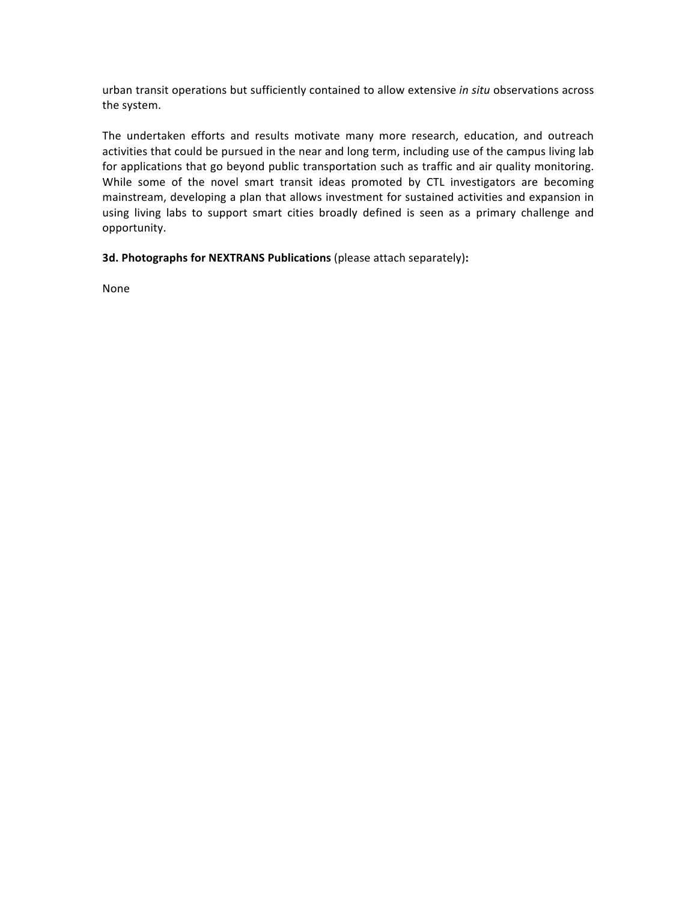urban transit operations but sufficiently contained to allow extensive *in situ* observations across the system.

The undertaken efforts and results motivate many more research, education, and outreach activities that could be pursued in the near and long term, including use of the campus living lab for applications that go beyond public transportation such as traffic and air quality monitoring. While some of the novel smart transit ideas promoted by CTL investigators are becoming mainstream, developing a plan that allows investment for sustained activities and expansion in using living labs to support smart cities broadly defined is seen as a primary challenge and opportunity.

**3d. Photographs for NEXTRANS Publications** (please attach separately)**:**

None